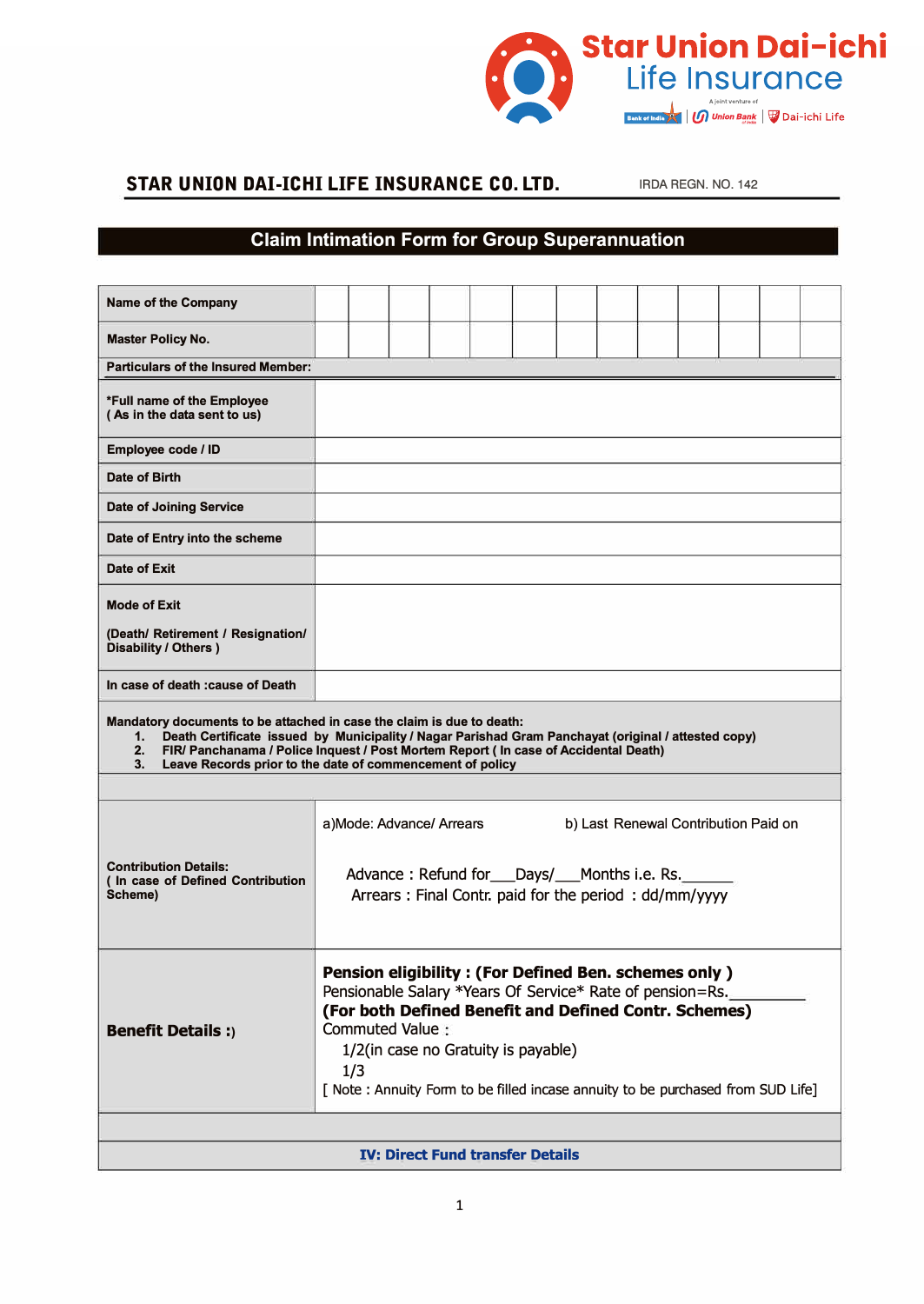Star Union Dai-ichi Life Insurance

A joint venture of Bank of India | Union Bank | Dai-ichi Life

**STAR UNION DAI-ICHI LIFE INSURANCE CO. LTD.** IRDA REGN. NO. 142

## Claim Intimation Form for Group Superannuation

| | |
|---|---|
| **Name of the Company** | |
| **Master Policy No.** | |
| **Particulars of the Insured Member:** | |
| ***Full name of the Employee** ( As in the data sent to us) | |
| **Employee code / ID** | |
| **Date of Birth** | |
| **Date of Joining Service** | |
| **Date of Entry into the scheme** | |
| **Date of Exit** | |
| **Mode of Exit** (Death/ Retirement / Resignation/ Disability / Others ) | |
| **In case of death :cause of Death** | |

**Mandatory documents to be attached in case the claim is due to death:**

1. Death Certificate issued by Municipality / Nagar Parishad Gram Panchayat (original / attested copy)
2. FIR/ Panchanama / Police Inquest / Post Mortem Report ( In case of Accidental Death)
3. Leave Records prior to the date of commencement of policy

| | |
|---|---|
| **Contribution Details:** ( In case of Defined Contribution Scheme) | a)Mode: Advance/ Arrears b) Last Renewal Contribution Paid on<br><br>Advance : Refund for___Days/___Months i.e. Rs.______<br>Arrears : Final Contr. paid for the period : dd/mm/yyyy |
| **Benefit Details :)** | **Pension eligibility : (For Defined Ben. schemes only )**<br>Pensionable Salary *Years Of Service* Rate of pension=Rs._________<br>**(For both Defined Benefit and Defined Contr. Schemes)**<br>Commuted Value :<br>1/2(in case no Gratuity is payable)<br>1/3<br>[ Note : Annuity Form to be filled incase annuity to be purchased from SUD Life] |

**IV: Direct Fund transfer Details**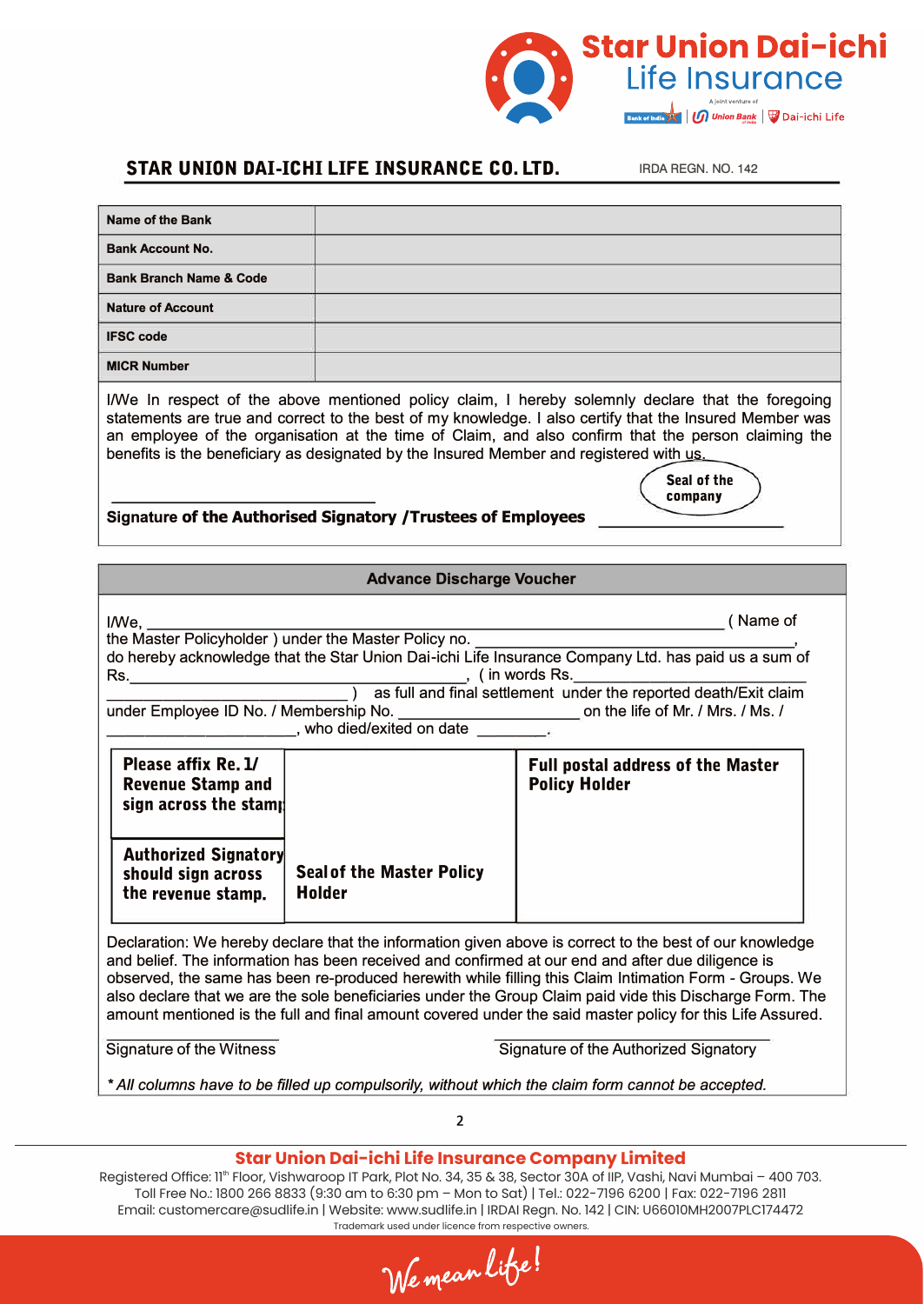## STAR UNION DAI-ICHI LIFE INSURANCE CO. LTD.

IRDA REGN. NO. 142

| | |
|---|---|
| **Name of the Bank** | |
| **Bank Account No.** | |
| **Bank Branch Name & Code** | |
| **Nature of Account** | |
| **IFSC code** | |
| **MICR Number** | |

I/We In respect of the above mentioned policy claim, I hereby solemnly declare that the foregoing statements are true and correct to the best of my knowledge. I also certify that the Insured Member was an employee of the organisation at the time of Claim, and also confirm that the person claiming the benefits is the beneficiary as designated by the Insured Member and registered with us.

**Seal of the company**

**Signature of the Authorised Signatory /Trustees of Employees** ____________________

### Advance Discharge Voucher

I/We, ______________________________________________ ( Name of the Master Policyholder ) under the Master Policy no. ______________________________, do hereby acknowledge that the Star Union Dai-ichi Life Insurance Company Ltd. has paid us a sum of Rs.________________________________, ( in words Rs.________________________ ________________________ ) as full and final settlement under the reported death/Exit claim under Employee ID No. / Membership No. ____________________ on the life of Mr. / Mrs. / Ms. / ______________________, who died/exited on date ________.

| | | |
|---|---|---|
| **Please affix Re. 1/ Revenue Stamp and sign across the stamp** | | **Full postal address of the Master Policy Holder** |
| **Authorized Signatory should sign across the revenue stamp.** | **Seal of the Master Policy Holder** | |

Declaration: We hereby declare that the information given above is correct to the best of our knowledge and belief. The information has been received and confirmed at our end and after due diligence is observed, the same has been re-produced herewith while filling this Claim Intimation Form - Groups. We also declare that we are the sole beneficiaries under the Group Claim paid vide this Discharge Form. The amount mentioned is the full and final amount covered under the said master policy for this Life Assured.

Signature of the Witness

Signature of the Authorized Signatory

*\* All columns have to be filled up compulsorily, without which the claim form cannot be accepted.*